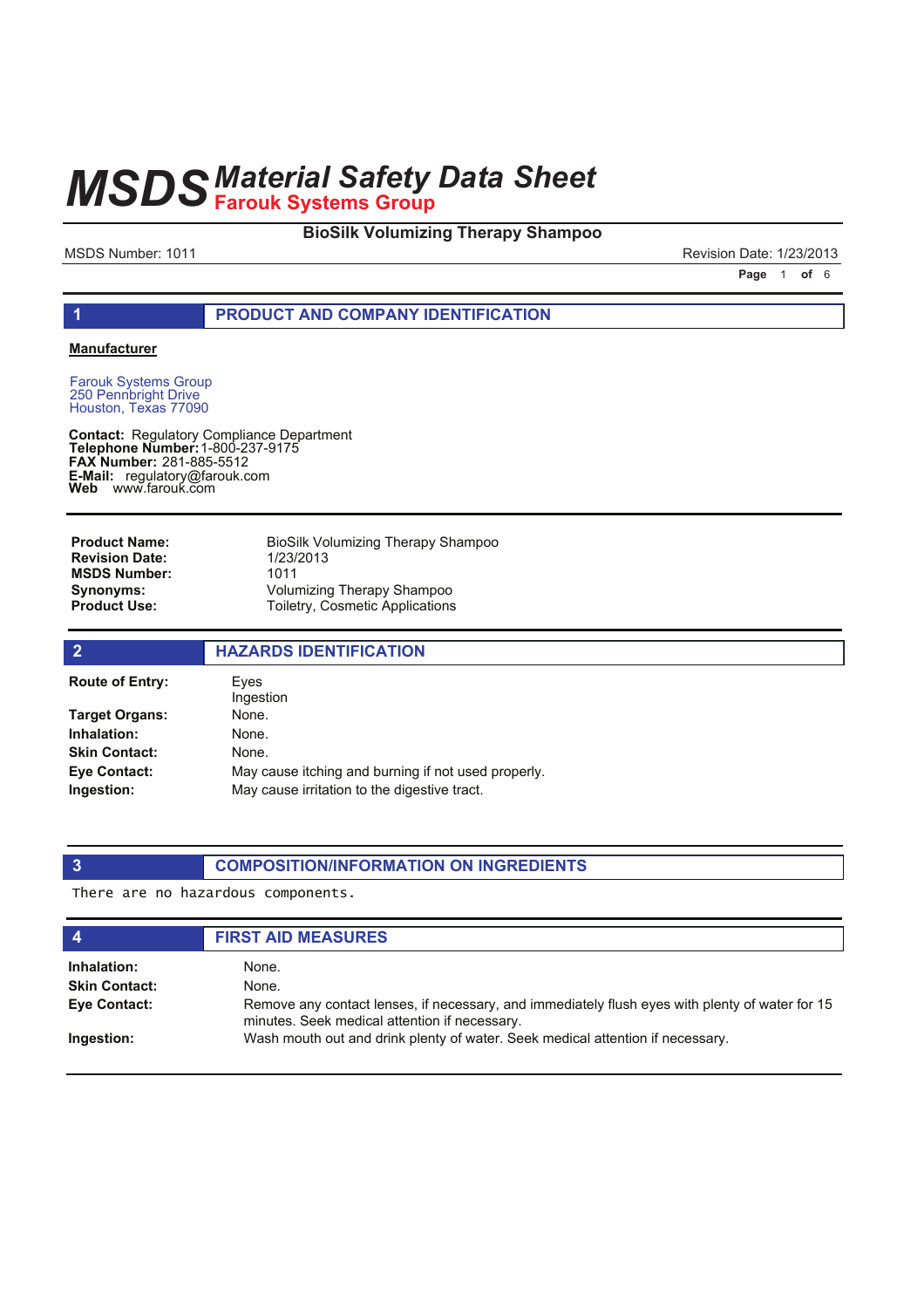# MSDS Material Safety Data Sheet

## Farouk Systems Group

**BioSilk Volumizing Therapy Shampoo**

MSDS Number: 1011 | Revision Date: 1/23/2013

## 1 PRODUCT AND COMPANY IDENTIFICATION

**Manufacturer**

Farouk Systems Group
250 Pennbright Drive
Houston, Texas 77090

**Contact:** Regulatory Compliance Department
**Telephone Number:** 1-800-237-9175
**FAX Number:** 281-885-5512
**E-Mail:** regulatory@farouk.com
**Web** www.farouk.com

| | |
|---|---|
| **Product Name:** | BioSilk Volumizing Therapy Shampoo |
| **Revision Date:** | 1/23/2013 |
| **MSDS Number:** | 1011 |
| **Synonyms:** | Volumizing Therapy Shampoo |
| **Product Use:** | Toiletry, Cosmetic Applications |

## 2 HAZARDS IDENTIFICATION

| | |
|---|---|
| **Route of Entry:** | Eyes<br>Ingestion |
| **Target Organs:** | None. |
| **Inhalation:** | None. |
| **Skin Contact:** | None. |
| **Eye Contact:** | May cause itching and burning if not used properly. |
| **Ingestion:** | May cause irritation to the digestive tract. |

## 3 COMPOSITION/INFORMATION ON INGREDIENTS

There are no hazardous components.

## 4 FIRST AID MEASURES

| | |
|---|---|
| **Inhalation:** | None. |
| **Skin Contact:** | None. |
| **Eye Contact:** | Remove any contact lenses, if necessary, and immediately flush eyes with plenty of water for 15 minutes. Seek medical attention if necessary. |
| **Ingestion:** | Wash mouth out and drink plenty of water. Seek medical attention if necessary. |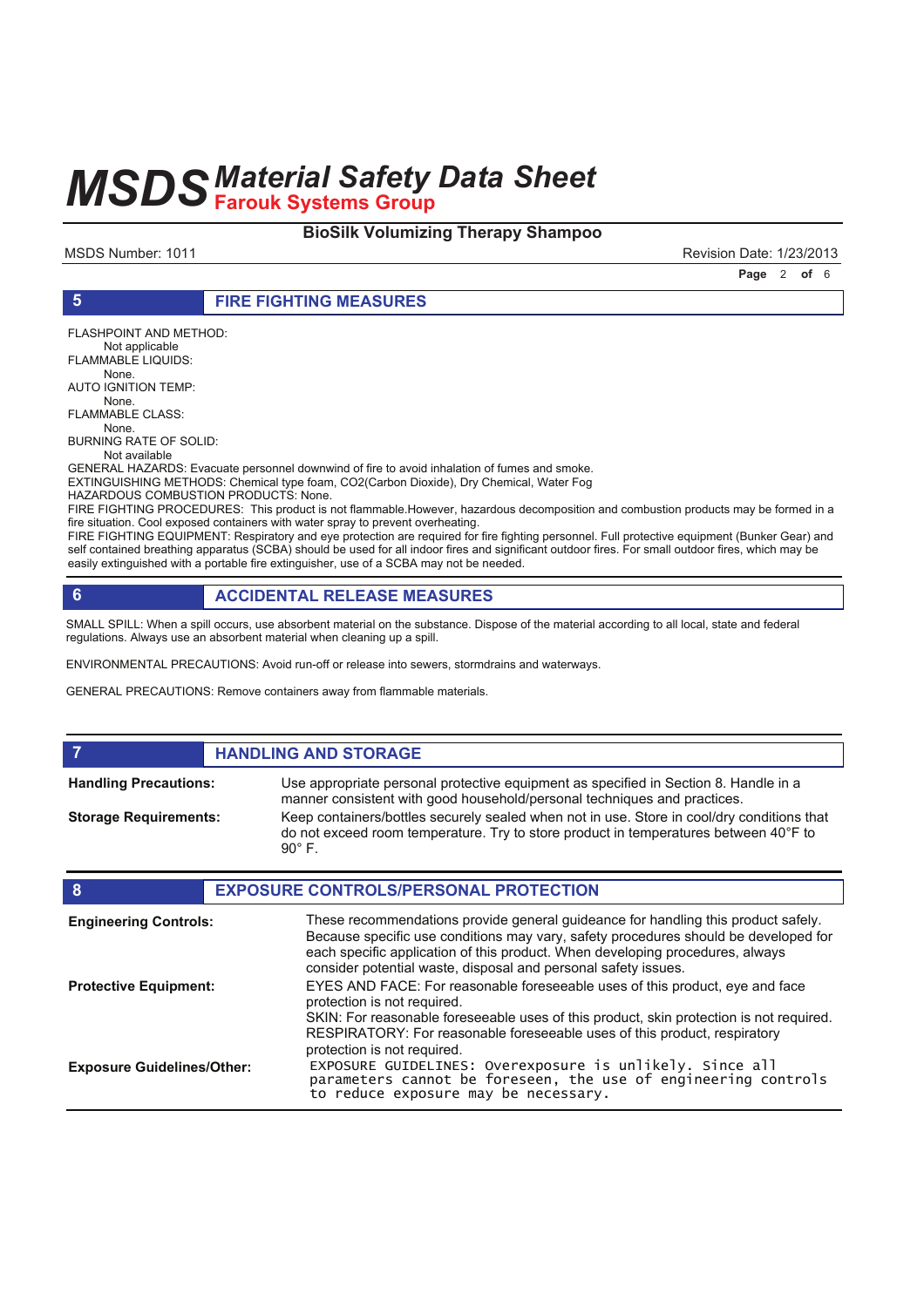# MSDS Material Safety Data Sheet
## Farouk Systems Group

**BioSilk Volumizing Therapy Shampoo**

MSDS Number: 1011 Revision Date: 1/23/2013

## 5 FIRE FIGHTING MEASURES

FLASHPOINT AND METHOD:
Not applicable
FLAMMABLE LIQUIDS:
None.
AUTO IGNITION TEMP:
None.
FLAMMABLE CLASS:
None.
BURNING RATE OF SOLID:
Not available
GENERAL HAZARDS: Evacuate personnel downwind of fire to avoid inhalation of fumes and smoke.
EXTINGUISHING METHODS: Chemical type foam, $CO_2$(Carbon Dioxide), Dry Chemical, Water Fog
HAZARDOUS COMBUSTION PRODUCTS: None.
FIRE FIGHTING PROCEDURES: This product is not flammable.However, hazardous decomposition and combustion products may be formed in a fire situation. Cool exposed containers with water spray to prevent overheating.
FIRE FIGHTING EQUIPMENT: Respiratory and eye protection are required for fire fighting personnel. Full protective equipment (Bunker Gear) and self contained breathing apparatus (SCBA) should be used for all indoor fires and significant outdoor fires. For small outdoor fires, which may be easily extinguished with a portable fire extinguisher, use of a SCBA may not be needed.

## 6 ACCIDENTAL RELEASE MEASURES

SMALL SPILL: When a spill occurs, use absorbent material on the substance. Dispose of the material according to all local, state and federal regulations. Always use an absorbent material when cleaning up a spill.

ENVIRONMENTAL PRECAUTIONS: Avoid run-off or release into sewers, stormdrains and waterways.

GENERAL PRECAUTIONS: Remove containers away from flammable materials.

## 7 HANDLING AND STORAGE

**Handling Precautions:** Use appropriate personal protective equipment as specified in Section 8. Handle in a manner consistent with good household/personal techniques and practices.

**Storage Requirements:** Keep containers/bottles securely sealed when not in use. Store in cool/dry conditions that do not exceed room temperature. Try to store product in temperatures between 40°F to 90° F.

## 8 EXPOSURE CONTROLS/PERSONAL PROTECTION

**Engineering Controls:** These recommendations provide general guideance for handling this product safely. Because specific use conditions may vary, safety procedures should be developed for each specific application of this product. When developing procedures, always consider potential waste, disposal and personal safety issues.

**Protective Equipment:** EYES AND FACE: For reasonable foreseeable uses of this product, eye and face protection is not required.
SKIN: For reasonable foreseeable uses of this product, skin protection is not required.
RESPIRATORY: For reasonable foreseeable uses of this product, respiratory protection is not required.

**Exposure Guidelines/Other:** EXPOSURE GUIDELINES: Overexposure is unlikely. Since all parameters cannot be foreseen, the use of engineering controls to reduce exposure may be necessary.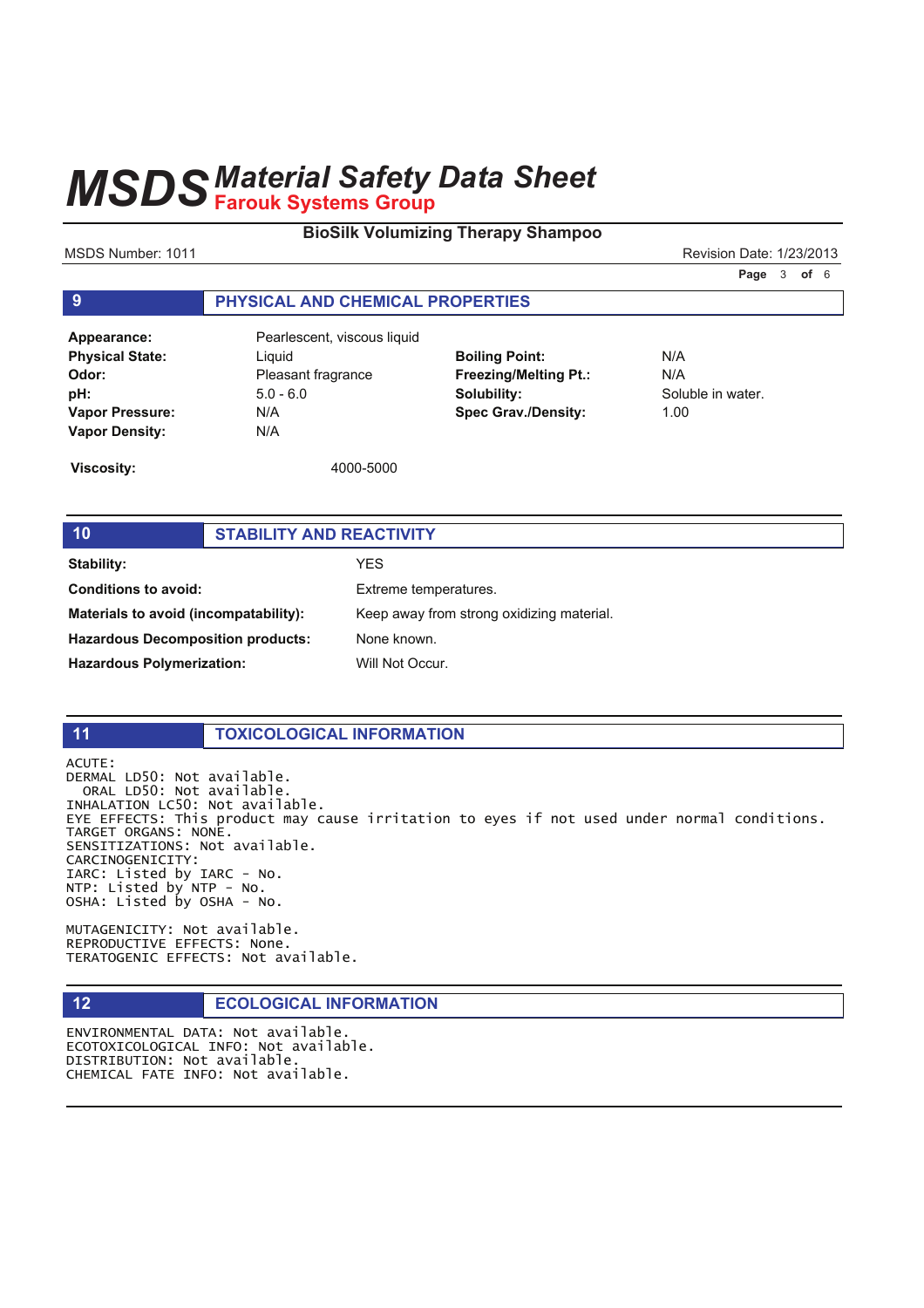# MSDS Material Safety Data Sheet
## Farouk Systems Group

**BioSilk Volumizing Therapy Shampoo**

MSDS Number: 1011 | Revision Date: 1/23/2013

## 9 PHYSICAL AND CHEMICAL PROPERTIES

| | | | |
|---|---|---|---|
| **Appearance:** | Pearlescent, viscous liquid | | |
| **Physical State:** | Liquid | **Boiling Point:** | N/A |
| **Odor:** | Pleasant fragrance | **Freezing/Melting Pt.:** | N/A |
| **pH:** | 5.0 - 6.0 | **Solubility:** | Soluble in water. |
| **Vapor Pressure:** | N/A | **Spec Grav./Density:** | 1.00 |
| **Vapor Density:** | N/A | | |

**Viscosity:** 4000-5000

## 10 STABILITY AND REACTIVITY

| | |
|---|---|
| **Stability:** | YES |
| **Conditions to avoid:** | Extreme temperatures. |
| **Materials to avoid (incompatability):** | Keep away from strong oxidizing material. |
| **Hazardous Decomposition products:** | None known. |
| **Hazardous Polymerization:** | Will Not Occur. |

## 11 TOXICOLOGICAL INFORMATION

ACUTE:
DERMAL LD50: Not available.
ORAL LD50: Not available.
INHALATION LC50: Not available.
EYE EFFECTS: This product may cause irritation to eyes if not used under normal conditions.
TARGET ORGANS: NONE.
SENSITIZATIONS: Not available.
CARCINOGENICITY:
IARC: Listed by IARC - No.
NTP: Listed by NTP - No.
OSHA: Listed by OSHA - No.

MUTAGENICITY: Not available.
REPRODUCTIVE EFFECTS: None.
TERATOGENIC EFFECTS: Not available.

## 12 ECOLOGICAL INFORMATION

ENVIRONMENTAL DATA: Not available.
ECOTOXICOLOGICAL INFO: Not available.
DISTRIBUTION: Not available.
CHEMICAL FATE INFO: Not available.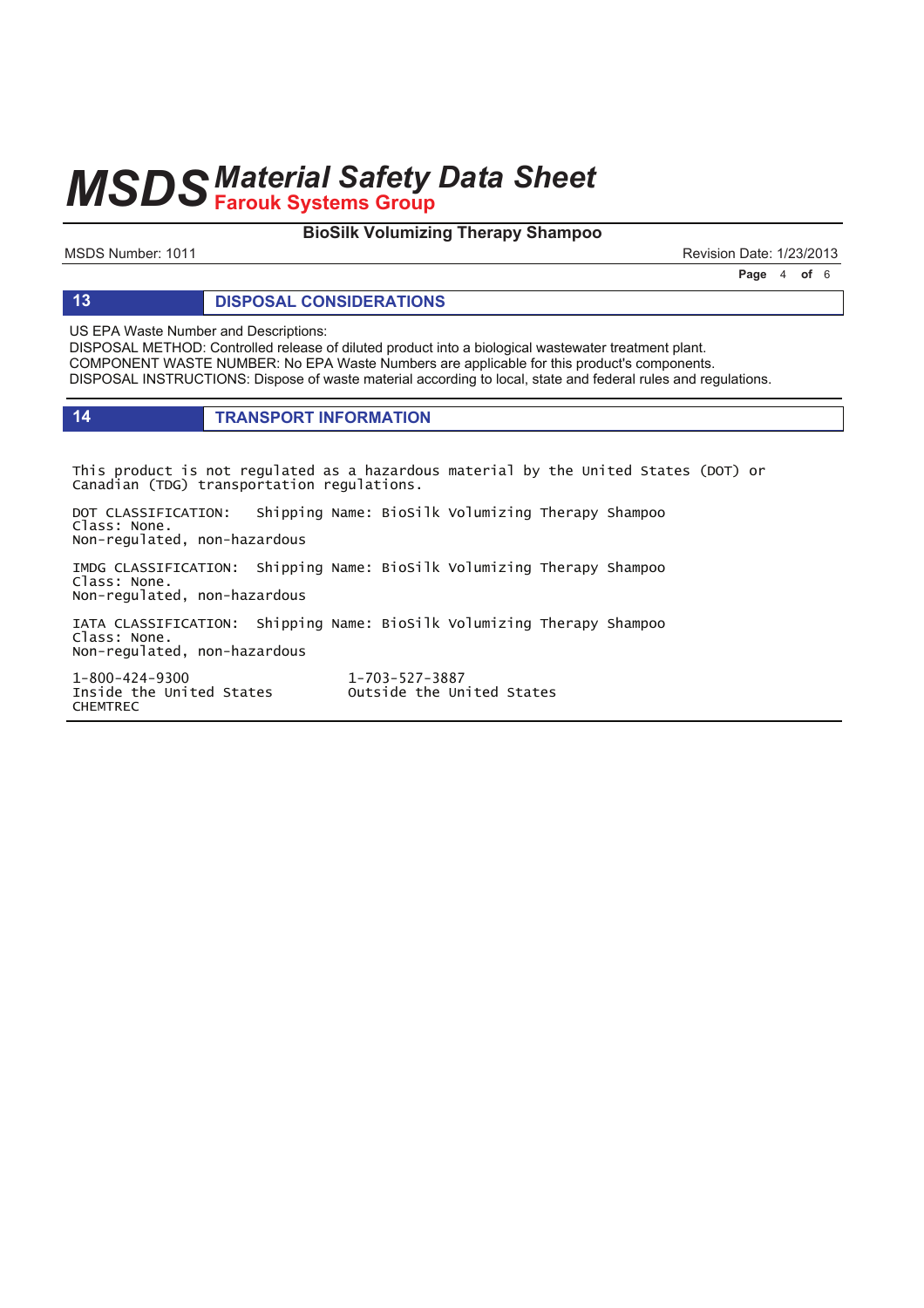## 13 DISPOSAL CONSIDERATIONS

US EPA Waste Number and Descriptions:
DISPOSAL METHOD: Controlled release of diluted product into a biological wastewater treatment plant.
COMPONENT WASTE NUMBER: No EPA Waste Numbers are applicable for this product's components.
DISPOSAL INSTRUCTIONS: Dispose of waste material according to local, state and federal rules and regulations.

## 14 TRANSPORT INFORMATION

This product is not regulated as a hazardous material by the United States (DOT) or Canadian (TDG) transportation regulations.

DOT CLASSIFICATION: Shipping Name: BioSilk Volumizing Therapy Shampoo
Class: None.
Non-regulated, non-hazardous

IMDG CLASSIFICATION: Shipping Name: BioSilk Volumizing Therapy Shampoo
Class: None.
Non-regulated, non-hazardous

IATA CLASSIFICATION: Shipping Name: BioSilk Volumizing Therapy Shampoo
Class: None.
Non-regulated, non-hazardous

1-800-424-9300 Inside the United States
1-703-527-3887 Outside the United States
CHEMTREC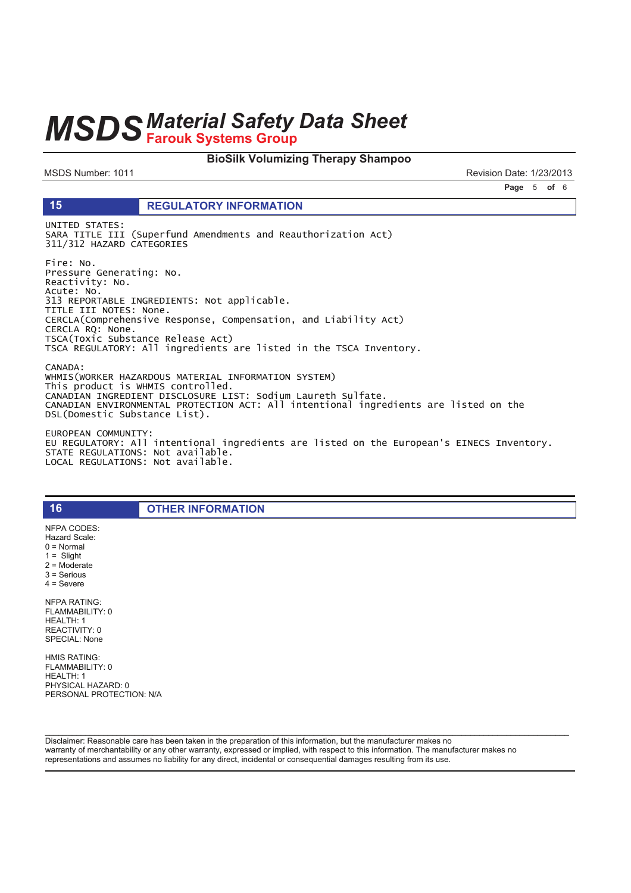## 15 REGULATORY INFORMATION

UNITED STATES:
SARA TITLE III (Superfund Amendments and Reauthorization Act)
311/312 HAZARD CATEGORIES

Fire: No.
Pressure Generating: No.
Reactivity: No.
Acute: No.
313 REPORTABLE INGREDIENTS: Not applicable.
TITLE III NOTES: None.
CERCLA(Comprehensive Response, Compensation, and Liability Act)
CERCLA RQ: None.
TSCA(Toxic Substance Release Act)
TSCA REGULATORY: All ingredients are listed in the TSCA Inventory.

CANADA:
WHMIS(WORKER HAZARDOUS MATERIAL INFORMATION SYSTEM)
This product is WHMIS controlled.
CANADIAN INGREDIENT DISCLOSURE LIST: Sodium Laureth Sulfate.
CANADIAN ENVIRONMENTAL PROTECTION ACT: All intentional ingredients are listed on the DSL(Domestic Substance List).

EUROPEAN COMMUNITY:
EU REGULATORY: All intentional ingredients are listed on the European's EINECS Inventory.
STATE REGULATIONS: Not available.
LOCAL REGULATIONS: Not available.

## 16 OTHER INFORMATION

NFPA CODES:
Hazard Scale:
0 = Normal
1 = Slight
2 = Moderate
3 = Serious
4 = Severe

NFPA RATING:
FLAMMABILITY: 0
HEALTH: 1
REACTIVITY: 0
SPECIAL: None

HMIS RATING:
FLAMMABILITY: 0
HEALTH: 1
PHYSICAL HAZARD: 0
PERSONAL PROTECTION: N/A

Disclaimer: Reasonable care has been taken in the preparation of this information, but the manufacturer makes no warranty of merchantability or any other warranty, expressed or implied, with respect to this information. The manufacturer makes no representations and assumes no liability for any direct, incidental or consequential damages resulting from its use.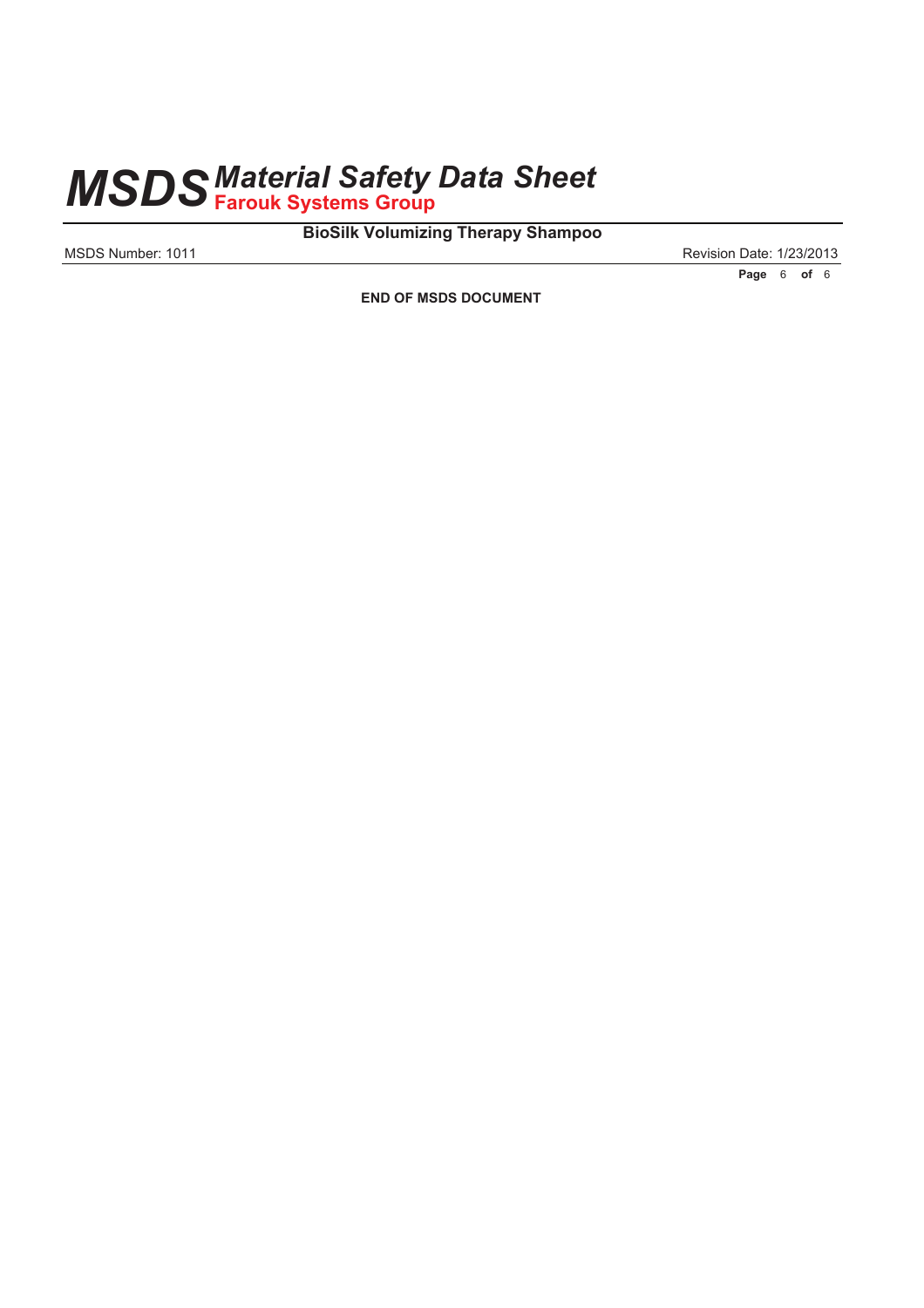**END OF MSDS DOCUMENT**